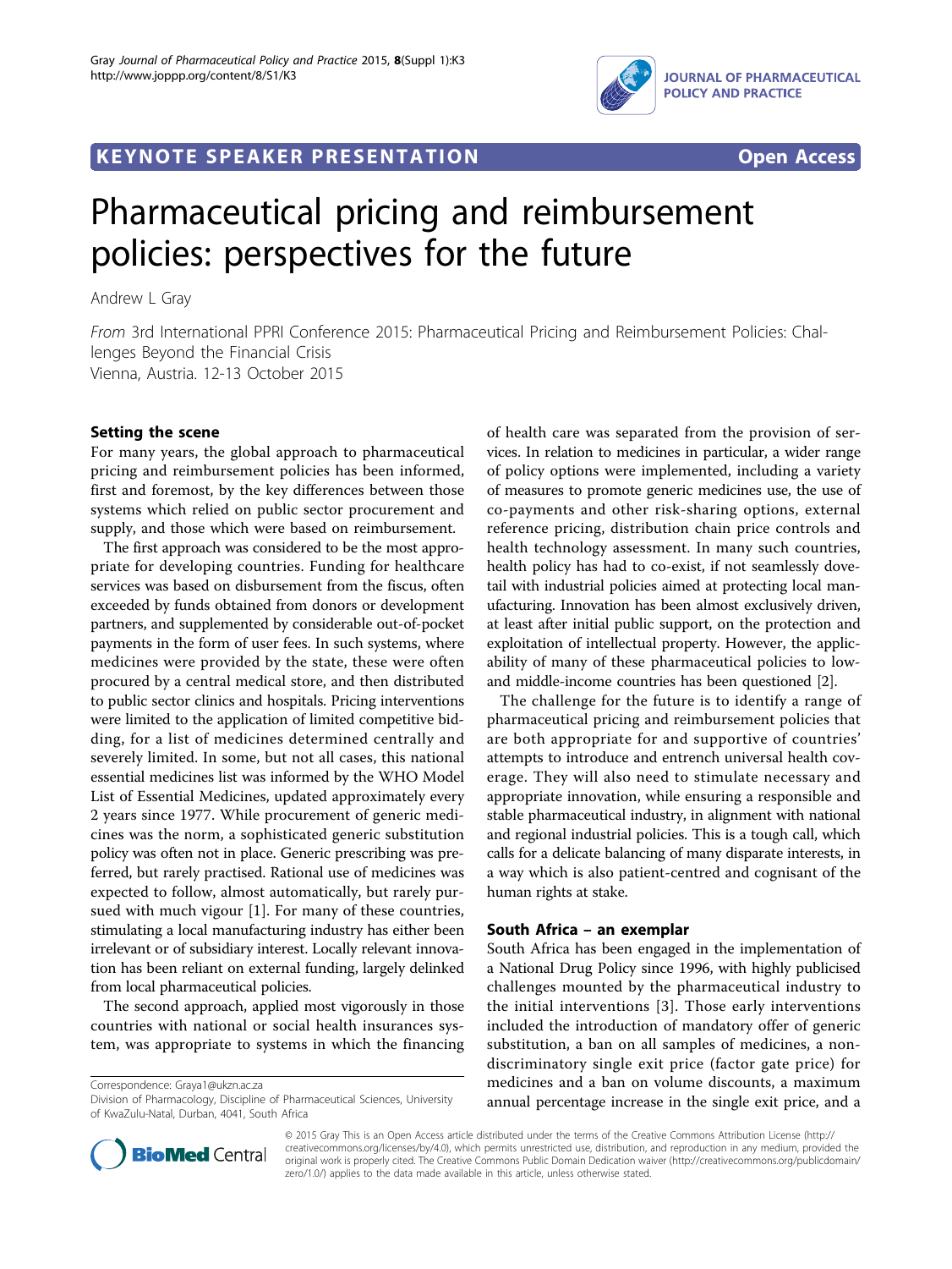KEYNOTE SPEAKER PRESENTATION

Open Access

# Pharmaceutical pricing and reimbursement policies: perspectives for the future

Andrew L Gray

*From* 3rd International PPRI Conference 2015: Pharmaceutical Pricing and Reimbursement Policies: Challenges Beyond the Financial Crisis
Vienna, Austria. 12-13 October 2015

## Setting the scene

For many years, the global approach to pharmaceutical pricing and reimbursement policies has been informed, first and foremost, by the key differences between those systems which relied on public sector procurement and supply, and those which were based on reimbursement.

The first approach was considered to be the most appropriate for developing countries. Funding for healthcare services was based on disbursement from the fiscus, often exceeded by funds obtained from donors or development partners, and supplemented by considerable out-of-pocket payments in the form of user fees. In such systems, where medicines were provided by the state, these were often procured by a central medical store, and then distributed to public sector clinics and hospitals. Pricing interventions were limited to the application of limited competitive bidding, for a list of medicines determined centrally and severely limited. In some, but not all cases, this national essential medicines list was informed by the WHO Model List of Essential Medicines, updated approximately every 2 years since 1977. While procurement of generic medicines was the norm, a sophisticated generic substitution policy was often not in place. Generic prescribing was preferred, but rarely practised. Rational use of medicines was expected to follow, almost automatically, but rarely pursued with much vigour [1]. For many of these countries, stimulating a local manufacturing industry has either been irrelevant or of subsidiary interest. Locally relevant innovation has been reliant on external funding, largely delinked from local pharmaceutical policies.

The second approach, applied most vigorously in those countries with national or social health insurances system, was appropriate to systems in which the financing of health care was separated from the provision of services. In relation to medicines in particular, a wider range of policy options were implemented, including a variety of measures to promote generic medicines use, the use of co-payments and other risk-sharing options, external reference pricing, distribution chain price controls and health technology assessment. In many such countries, health policy has had to co-exist, if not seamlessly dovetail with industrial policies aimed at protecting local manufacturing. Innovation has been almost exclusively driven, at least after initial public support, on the protection and exploitation of intellectual property. However, the applicability of many of these pharmaceutical policies to low- and middle-income countries has been questioned [2].

The challenge for the future is to identify a range of pharmaceutical pricing and reimbursement policies that are both appropriate for and supportive of countries' attempts to introduce and entrench universal health coverage. They will also need to stimulate necessary and appropriate innovation, while ensuring a responsible and stable pharmaceutical industry, in alignment with national and regional industrial policies. This is a tough call, which calls for a delicate balancing of many disparate interests, in a way which is also patient-centred and cognisant of the human rights at stake.

## South Africa – an exemplar

South Africa has been engaged in the implementation of a National Drug Policy since 1996, with highly publicised challenges mounted by the pharmaceutical industry to the initial interventions [3]. Those early interventions included the introduction of mandatory offer of generic substitution, a ban on all samples of medicines, a non-discriminatory single exit price (factor gate price) for medicines and a ban on volume discounts, a maximum annual percentage increase in the single exit price, and a

Correspondence: Graya1@ukzn.ac.za
Division of Pharmacology, Discipline of Pharmaceutical Sciences, University of KwaZulu-Natal, Durban, 4041, South Africa

© 2015 Gray This is an Open Access article distributed under the terms of the Creative Commons Attribution License (http://creativecommons.org/licenses/by/4.0), which permits unrestricted use, distribution, and reproduction in any medium, provided the original work is properly cited. The Creative Commons Public Domain Dedication waiver (http://creativecommons.org/publicdomain/zero/1.0/) applies to the data made available in this article, unless otherwise stated.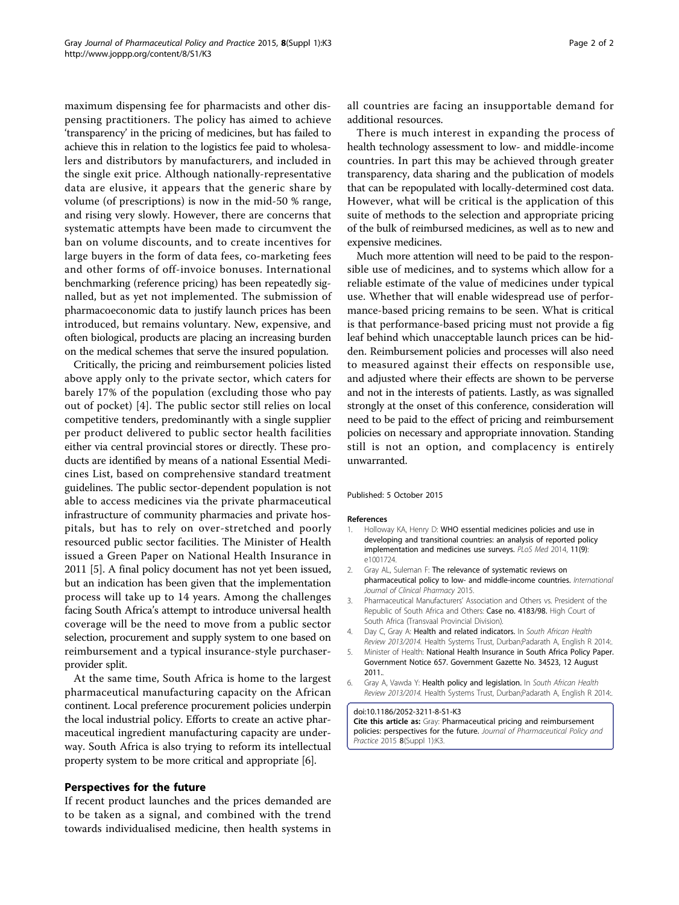maximum dispensing fee for pharmacists and other dispensing practitioners. The policy has aimed to achieve 'transparency' in the pricing of medicines, but has failed to achieve this in relation to the logistics fee paid to wholesalers and distributors by manufacturers, and included in the single exit price. Although nationally-representative data are elusive, it appears that the generic share by volume (of prescriptions) is now in the mid-50 % range, and rising very slowly. However, there are concerns that systematic attempts have been made to circumvent the ban on volume discounts, and to create incentives for large buyers in the form of data fees, co-marketing fees and other forms of off-invoice bonuses. International benchmarking (reference pricing) has been repeatedly signalled, but as yet not implemented. The submission of pharmacoeconomic data to justify launch prices has been introduced, but remains voluntary. New, expensive, and often biological, products are placing an increasing burden on the medical schemes that serve the insured population.

Critically, the pricing and reimbursement policies listed above apply only to the private sector, which caters for barely 17% of the population (excluding those who pay out of pocket) [4]. The public sector still relies on local competitive tenders, predominantly with a single supplier per product delivered to public sector health facilities either via central provincial stores or directly. These products are identified by means of a national Essential Medicines List, based on comprehensive standard treatment guidelines. The public sector-dependent population is not able to access medicines via the private pharmaceutical infrastructure of community pharmacies and private hospitals, but has to rely on over-stretched and poorly resourced public sector facilities. The Minister of Health issued a Green Paper on National Health Insurance in 2011 [5]. A final policy document has not yet been issued, but an indication has been given that the implementation process will take up to 14 years. Among the challenges facing South Africa's attempt to introduce universal health coverage will be the need to move from a public sector selection, procurement and supply system to one based on reimbursement and a typical insurance-style purchaser-provider split.

At the same time, South Africa is home to the largest pharmaceutical manufacturing capacity on the African continent. Local preference procurement policies underpin the local industrial policy. Efforts to create an active pharmaceutical ingredient manufacturing capacity are underway. South Africa is also trying to reform its intellectual property system to be more critical and appropriate [6].

## Perspectives for the future

If recent product launches and the prices demanded are to be taken as a signal, and combined with the trend towards individualised medicine, then health systems in all countries are facing an insupportable demand for additional resources.

There is much interest in expanding the process of health technology assessment to low- and middle-income countries. In part this may be achieved through greater transparency, data sharing and the publication of models that can be repopulated with locally-determined cost data. However, what will be critical is the application of this suite of methods to the selection and appropriate pricing of the bulk of reimbursed medicines, as well as to new and expensive medicines.

Much more attention will need to be paid to the responsible use of medicines, and to systems which allow for a reliable estimate of the value of medicines under typical use. Whether that will enable widespread use of performance-based pricing remains to be seen. What is critical is that performance-based pricing must not provide a fig leaf behind which unacceptable launch prices can be hidden. Reimbursement policies and processes will also need to measured against their effects on responsible use, and adjusted where their effects are shown to be perverse and not in the interests of patients. Lastly, as was signalled strongly at the onset of this conference, consideration will need to be paid to the effect of pricing and reimbursement policies on necessary and appropriate innovation. Standing still is not an option, and complacency is entirely unwarranted.

Published: 5 October 2015

### References

1. Holloway KA, Henry D: **WHO essential medicines policies and use in developing and transitional countries: an analysis of reported policy implementation and medicines use surveys.** *PLoS Med* 2014, 11(9): e1001724.
2. Gray AL, Suleman F: **The relevance of systematic reviews on pharmaceutical policy to low- and middle-income countries.** *International Journal of Clinical Pharmacy* 2015.
3. Pharmaceutical Manufacturers' Association and Others vs. President of the Republic of South Africa and Others: **Case no. 4183/98.** High Court of South Africa (Transvaal Provincial Division).
4. Day C, Gray A: **Health and related indicators.** In *South African Health Review 2013/2014.* Health Systems Trust, Durban;Padarath A, English R 2014:.
5. Minister of Health: **National Health Insurance in South Africa Policy Paper.** Government Notice 657. Government Gazette No. 34523, 12 August 2011..
6. Gray A, Vawda Y: **Health policy and legislation.** In *South African Health Review 2013/2014.* Health Systems Trust, Durban;Padarath A, English R 2014:.

doi:10.1186/2052-3211-8-S1-K3

**Cite this article as:** Gray: Pharmaceutical pricing and reimbursement policies: perspectives for the future. *Journal of Pharmaceutical Policy and Practice* 2015 **8**(Suppl 1):K3.